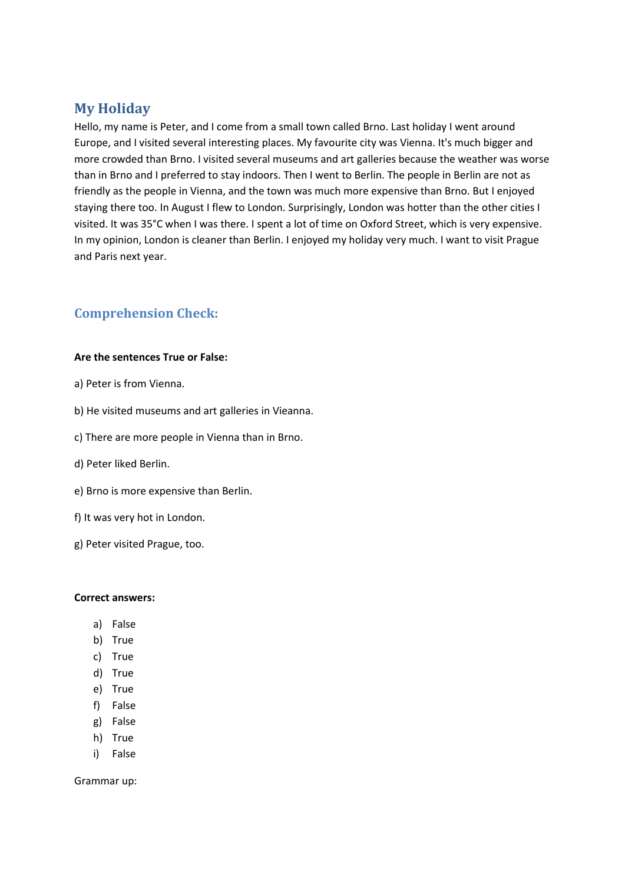## My Holiday

Hello, my name is Peter, and I come from a small town called Brno. Last holiday I went around Europe, and I visited several interesting places. My favourite city was Vienna. It's much bigger and more crowded than Brno. I visited several museums and art galleries because the weather was worse than in Brno and I preferred to stay indoors. Then I went to Berlin. The people in Berlin are not as friendly as the people in Vienna, and the town was much more expensive than Brno. But I enjoyed staying there too. In August I flew to London. Surprisingly, London was hotter than the other cities I visited. It was 35°C when I was there. I spent a lot of time on Oxford Street, which is very expensive. In my opinion, London is cleaner than Berlin. I enjoyed my holiday very much. I want to visit Prague and Paris next year.

## Comprehension Check:

**Are the sentences True or False:**

a) Peter is from Vienna.

b) He visited museums and art galleries in Vieanna.

c) There are more people in Vienna than in Brno.

d) Peter liked Berlin.

e) Brno is more expensive than Berlin.

f) It was very hot in London.

g) Peter visited Prague, too.

**Correct answers:**

a) False
b) True
c) True
d) True
e) True
f) False
g) False
h) True
i) False

Grammar up: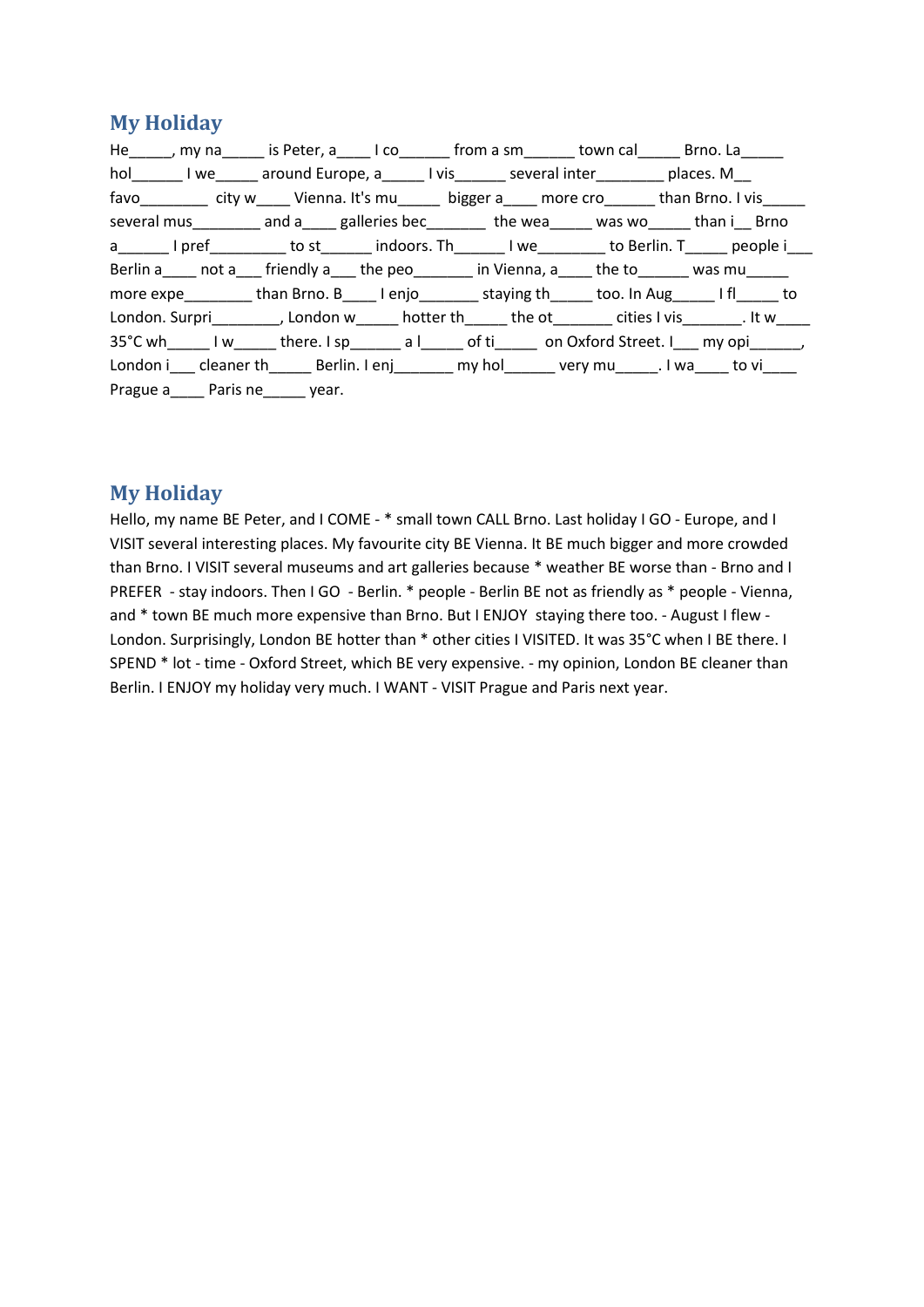## My Holiday

He_____, my na_____ is Peter, a____ I co______ from a sm______ town cal_____ Brno. La_____ hol______ I we_____ around Europe, a_____ I vis______ several inter________ places. M__ favo________ city w____ Vienna. It's mu_____ bigger a____ more cro______ than Brno. I vis_____ several mus________ and a____ galleries bec_______ the wea_____ was wo_____ than i__ Brno a______ I pref_________ to st______ indoors. Th______ I we________ to Berlin. T_____ people i___ Berlin a____ not a___ friendly a___ the peo_______ in Vienna, a____ the to______ was mu_____ more expe________ than Brno. B____ I enjo_______ staying th_____ too. In Aug_____ I fl_____ to London. Surpri________, London w_____ hotter th_____ the ot_______ cities I vis_______. It w____ 35°C wh_____ I w_____ there. I sp______ a l_____ of ti_____ on Oxford Street. I___ my opi______, London i___ cleaner th_____ Berlin. I enj_______ my hol______ very mu_____. I wa____ to vi____ Prague a____ Paris ne_____ year.

## My Holiday

Hello, my name BE Peter, and I COME - * small town CALL Brno. Last holiday I GO - Europe, and I VISIT several interesting places. My favourite city BE Vienna. It BE much bigger and more crowded than Brno. I VISIT several museums and art galleries because * weather BE worse than - Brno and I PREFER - stay indoors. Then I GO - Berlin. * people - Berlin BE not as friendly as * people - Vienna, and * town BE much more expensive than Brno. But I ENJOY staying there too. - August I flew - London. Surprisingly, London BE hotter than * other cities I VISITED. It was 35°C when I BE there. I SPEND * lot - time - Oxford Street, which BE very expensive. - my opinion, London BE cleaner than Berlin. I ENJOY my holiday very much. I WANT - VISIT Prague and Paris next year.